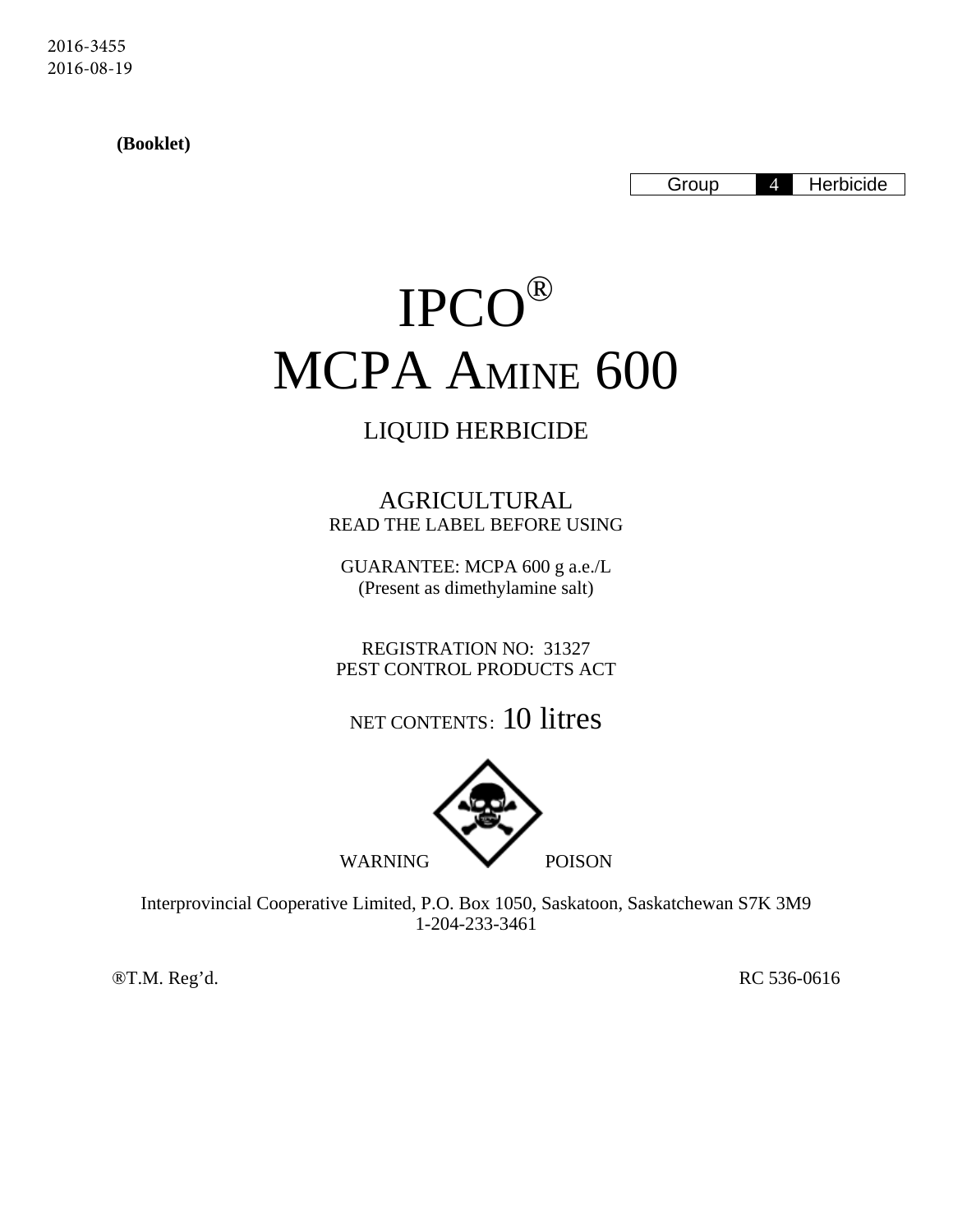2016-3455
2016-08-19

**(Booklet)**

| Group | 4 | Herbicide |
|---|---|---|

# IPCO®
# MCPA AMINE 600

## LIQUID HERBICIDE

AGRICULTURAL
READ THE LABEL BEFORE USING

GUARANTEE: MCPA 600 g a.e./L
(Present as dimethylamine salt)

REGISTRATION NO: 31327
PEST CONTROL PRODUCTS ACT

NET CONTENTS: 10 litres

WARNING POISON

Interprovincial Cooperative Limited, P.O. Box 1050, Saskatoon, Saskatchewan S7K 3M9
1-204-233-3461

®T.M. Reg'd. RC 536-0616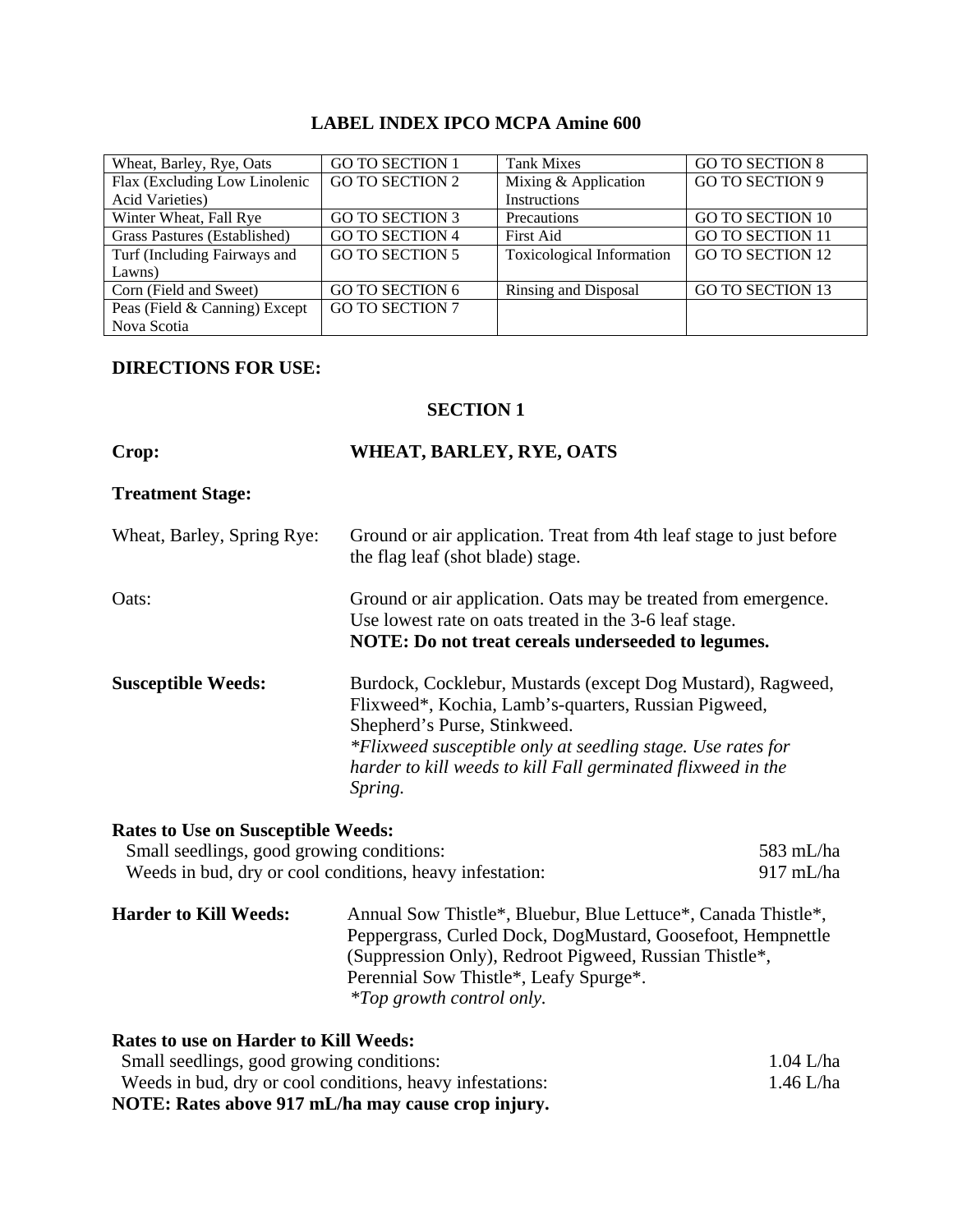# LABEL INDEX IPCO MCPA Amine 600

| Wheat, Barley, Rye, Oats | GO TO SECTION 1 | Tank Mixes | GO TO SECTION 8 |
|---|---|---|---|
| Flax (Excluding Low Linolenic Acid Varieties) | GO TO SECTION 2 | Mixing & Application Instructions | GO TO SECTION 9 |
| Winter Wheat, Fall Rye | GO TO SECTION 3 | Precautions | GO TO SECTION 10 |
| Grass Pastures (Established) | GO TO SECTION 4 | First Aid | GO TO SECTION 11 |
| Turf (Including Fairways and Lawns) | GO TO SECTION 5 | Toxicological Information | GO TO SECTION 12 |
| Corn (Field and Sweet) | GO TO SECTION 6 | Rinsing and Disposal | GO TO SECTION 13 |
| Peas (Field & Canning) Except Nova Scotia | GO TO SECTION 7 | | |

## DIRECTIONS FOR USE:

### SECTION 1

**Crop:** **WHEAT, BARLEY, RYE, OATS**

**Treatment Stage:**

Wheat, Barley, Spring Rye: Ground or air application. Treat from 4th leaf stage to just before the flag leaf (shot blade) stage.

Oats: Ground or air application. Oats may be treated from emergence. Use lowest rate on oats treated in the 3-6 leaf stage.
**NOTE: Do not treat cereals underseeded to legumes.**

**Susceptible Weeds:** Burdock, Cocklebur, Mustards (except Dog Mustard), Ragweed, Flixweed*, Kochia, Lamb's-quarters, Russian Pigweed, Shepherd's Purse, Stinkweed.
*\*Flixweed susceptible only at seedling stage. Use rates for harder to kill weeds to kill Fall germinated flixweed in the Spring.*

**Rates to Use on Susceptible Weeds:**

| | |
|---|---|
| Small seedlings, good growing conditions: | 583 mL/ha |
| Weeds in bud, dry or cool conditions, heavy infestation: | 917 mL/ha |

**Harder to Kill Weeds:** Annual Sow Thistle*, Bluebur, Blue Lettuce*, Canada Thistle*, Peppergrass, Curled Dock, DogMustard, Goosefoot, Hempnettle (Suppression Only), Redroot Pigweed, Russian Thistle*, Perennial Sow Thistle*, Leafy Spurge*.
*\*Top growth control only.*

**Rates to use on Harder to Kill Weeds:**

| | |
|---|---|
| Small seedlings, good growing conditions: | 1.04 L/ha |
| Weeds in bud, dry or cool conditions, heavy infestations: | 1.46 L/ha |

**NOTE: Rates above 917 mL/ha may cause crop injury.**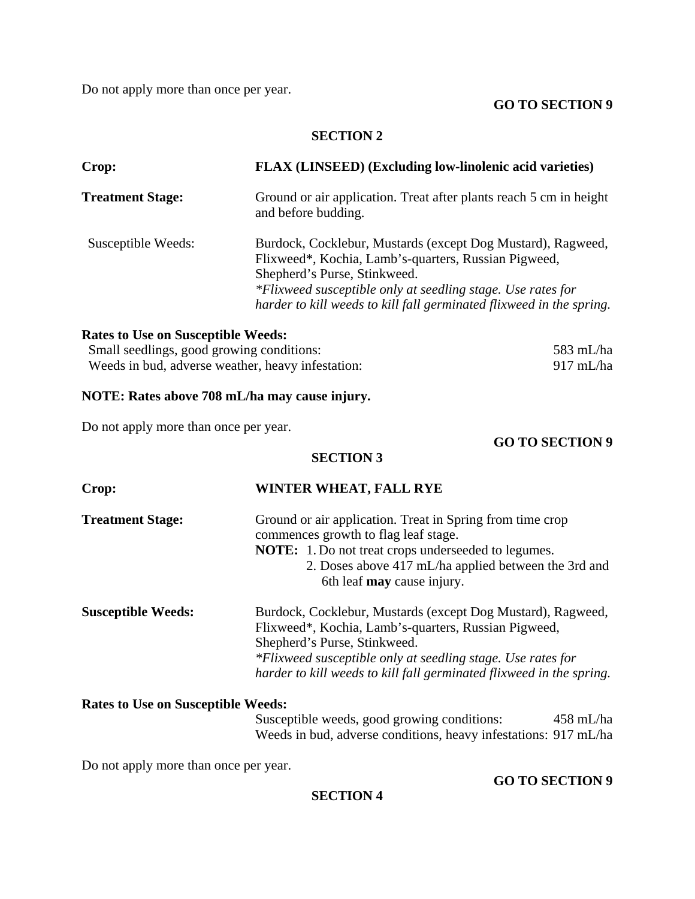Do not apply more than once per year.

**GO TO SECTION 9**

## SECTION 2

**Crop:** **FLAX (LINSEED) (Excluding low-linolenic acid varieties)**

**Treatment Stage:** Ground or air application. Treat after plants reach 5 cm in height and before budding.

Susceptible Weeds: Burdock, Cocklebur, Mustards (except Dog Mustard), Ragweed, Flixweed*, Kochia, Lamb's-quarters, Russian Pigweed, Shepherd's Purse, Stinkweed.
*\*Flixweed susceptible only at seedling stage. Use rates for harder to kill weeds to kill fall germinated flixweed in the spring.*

**Rates to Use on Susceptible Weeds:**

| | |
|---|---|
| Small seedlings, good growing conditions: | 583 mL/ha |
| Weeds in bud, adverse weather, heavy infestation: | 917 mL/ha |

**NOTE: Rates above 708 mL/ha may cause injury.**

Do not apply more than once per year.

**GO TO SECTION 9**

## SECTION 3

**Crop:** **WINTER WHEAT, FALL RYE**

**Treatment Stage:** Ground or air application. Treat in Spring from time crop commences growth to flag leaf stage.
**NOTE:** 1. Do not treat crops underseeded to legumes.
2. Doses above 417 mL/ha applied between the 3rd and 6th leaf **may** cause injury.

**Susceptible Weeds:** Burdock, Cocklebur, Mustards (except Dog Mustard), Ragweed, Flixweed*, Kochia, Lamb's-quarters, Russian Pigweed, Shepherd's Purse, Stinkweed.
*\*Flixweed susceptible only at seedling stage. Use rates for harder to kill weeds to kill fall germinated flixweed in the spring.*

**Rates to Use on Susceptible Weeds:**

| | |
|---|---|
| Susceptible weeds, good growing conditions: | 458 mL/ha |
| Weeds in bud, adverse conditions, heavy infestations: | 917 mL/ha |

Do not apply more than once per year.

**GO TO SECTION 9**

## SECTION 4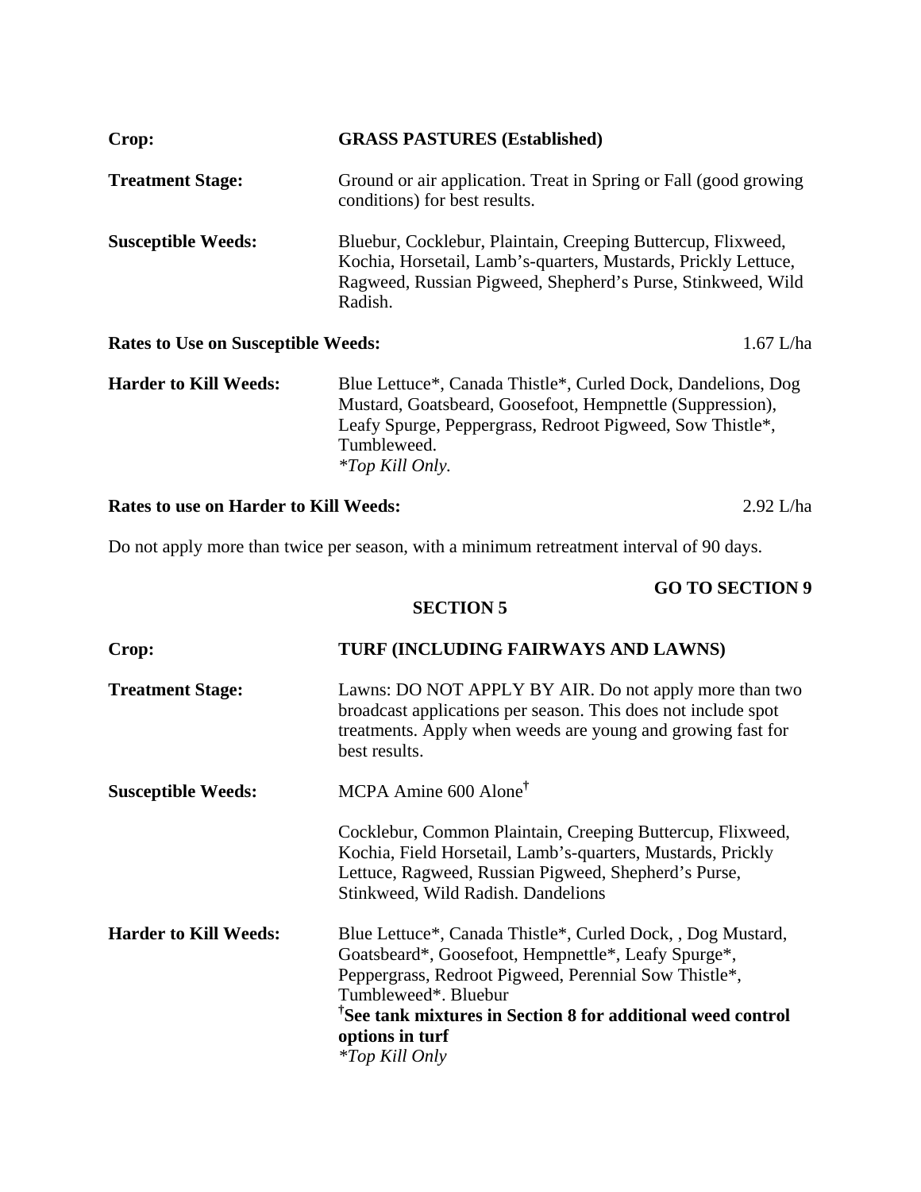**Crop:** **GRASS PASTURES (Established)**

**Treatment Stage:** Ground or air application. Treat in Spring or Fall (good growing conditions) for best results.

**Susceptible Weeds:** Bluebur, Cocklebur, Plaintain, Creeping Buttercup, Flixweed, Kochia, Horsetail, Lamb's-quarters, Mustards, Prickly Lettuce, Ragweed, Russian Pigweed, Shepherd's Purse, Stinkweed, Wild Radish.

**Rates to Use on Susceptible Weeds:** 1.67 L/ha

**Harder to Kill Weeds:** Blue Lettuce*, Canada Thistle*, Curled Dock, Dandelions, Dog Mustard, Goatsbeard, Goosefoot, Hempnettle (Suppression), Leafy Spurge, Peppergrass, Redroot Pigweed, Sow Thistle*, Tumbleweed.
*\*Top Kill Only.*

**Rates to use on Harder to Kill Weeds:** 2.92 L/ha

Do not apply more than twice per season, with a minimum retreatment interval of 90 days.

**GO TO SECTION 9**

## SECTION 5

**Crop:** **TURF (INCLUDING FAIRWAYS AND LAWNS)**

**Treatment Stage:** Lawns: DO NOT APPLY BY AIR. Do not apply more than two broadcast applications per season. This does not include spot treatments. Apply when weeds are young and growing fast for best results.

**Susceptible Weeds:** MCPA Amine 600 Alone†

Cocklebur, Common Plaintain, Creeping Buttercup, Flixweed, Kochia, Field Horsetail, Lamb's-quarters, Mustards, Prickly Lettuce, Ragweed, Russian Pigweed, Shepherd's Purse, Stinkweed, Wild Radish. Dandelions

**Harder to Kill Weeds:** Blue Lettuce*, Canada Thistle*, Curled Dock, , Dog Mustard, Goatsbeard*, Goosefoot, Hempnettle*, Leafy Spurge*, Peppergrass, Redroot Pigweed, Perennial Sow Thistle*, Tumbleweed*. Bluebur
**†See tank mixtures in Section 8 for additional weed control options in turf**
*\*Top Kill Only*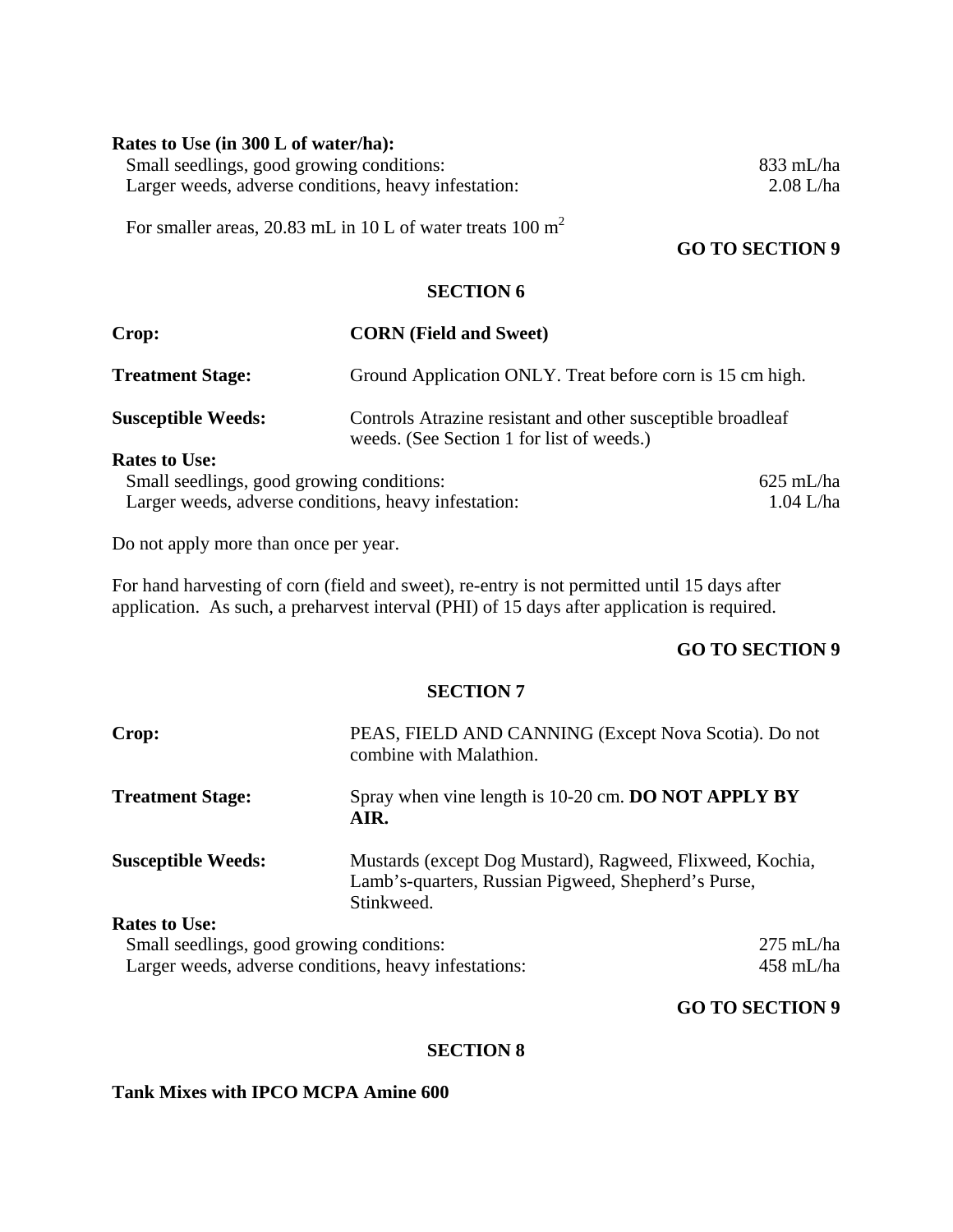**Rates to Use (in 300 L of water/ha):**

| | |
|---|---|
| Small seedlings, good growing conditions: | 833 mL/ha |
| Larger weeds, adverse conditions, heavy infestation: | 2.08 L/ha |

For smaller areas, 20.83 mL in 10 L of water treats 100 $m^2$

**GO TO SECTION 9**

## SECTION 6

**Crop:** **CORN (Field and Sweet)**

**Treatment Stage:** Ground Application ONLY. Treat before corn is 15 cm high.

**Susceptible Weeds:** Controls Atrazine resistant and other susceptible broadleaf weeds. (See Section 1 for list of weeds.)

**Rates to Use:**

| | |
|---|---|
| Small seedlings, good growing conditions: | 625 mL/ha |
| Larger weeds, adverse conditions, heavy infestation: | 1.04 L/ha |

Do not apply more than once per year.

For hand harvesting of corn (field and sweet), re-entry is not permitted until 15 days after application. As such, a preharvest interval (PHI) of 15 days after application is required.

**GO TO SECTION 9**

## SECTION 7

**Crop:** PEAS, FIELD AND CANNING (Except Nova Scotia). Do not combine with Malathion.

**Treatment Stage:** Spray when vine length is 10-20 cm. **DO NOT APPLY BY AIR.**

**Susceptible Weeds:** Mustards (except Dog Mustard), Ragweed, Flixweed, Kochia, Lamb's-quarters, Russian Pigweed, Shepherd's Purse, Stinkweed.

**Rates to Use:**

| | |
|---|---|
| Small seedlings, good growing conditions: | 275 mL/ha |
| Larger weeds, adverse conditions, heavy infestations: | 458 mL/ha |

**GO TO SECTION 9**

## SECTION 8

**Tank Mixes with IPCO MCPA Amine 600**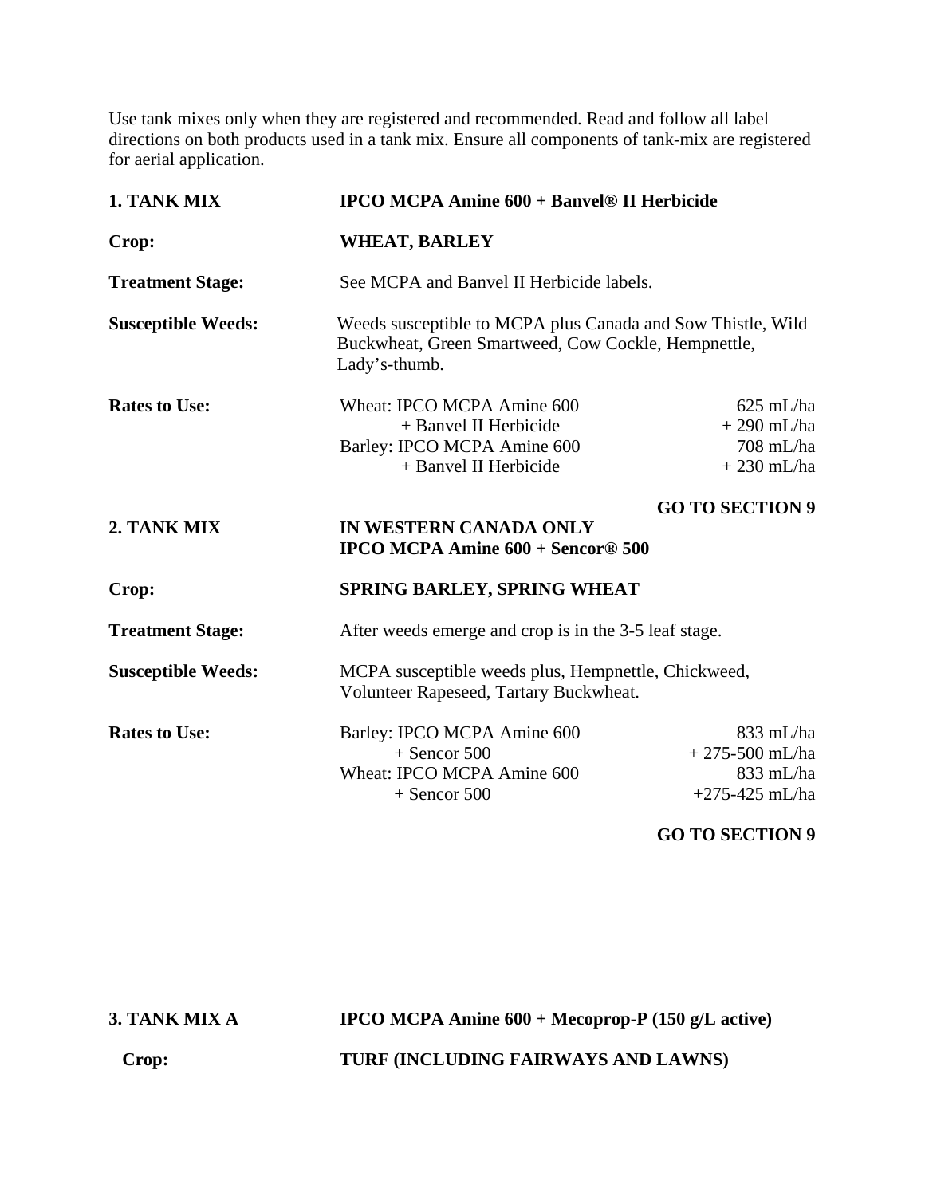Use tank mixes only when they are registered and recommended. Read and follow all label directions on both products used in a tank mix. Ensure all components of tank-mix are registered for aerial application.

**1. TANK MIX** **IPCO MCPA Amine 600 + Banvel® II Herbicide**

**Crop:** **WHEAT, BARLEY**

**Treatment Stage:** See MCPA and Banvel II Herbicide labels.

**Susceptible Weeds:** Weeds susceptible to MCPA plus Canada and Sow Thistle, Wild Buckwheat, Green Smartweed, Cow Cockle, Hempnettle, Lady's-thumb.

**Rates to Use:**

| | |
|---|---|
| Wheat: IPCO MCPA Amine 600 | 625 mL/ha |
| + Banvel II Herbicide | + 290 mL/ha |
| Barley: IPCO MCPA Amine 600 | 708 mL/ha |
| + Banvel II Herbicide | + 230 mL/ha |

**GO TO SECTION 9**

**2. TANK MIX** **IN WESTERN CANADA ONLY**
**IPCO MCPA Amine 600 + Sencor® 500**

**Crop:** **SPRING BARLEY, SPRING WHEAT**

**Treatment Stage:** After weeds emerge and crop is in the 3-5 leaf stage.

**Susceptible Weeds:** MCPA susceptible weeds plus, Hempnettle, Chickweed, Volunteer Rapeseed, Tartary Buckwheat.

**Rates to Use:**

| | |
|---|---|
| Barley: IPCO MCPA Amine 600 | 833 mL/ha |
| + Sencor 500 | + 275-500 mL/ha |
| Wheat: IPCO MCPA Amine 600 | 833 mL/ha |
| + Sencor 500 | +275-425 mL/ha |

**GO TO SECTION 9**

**3. TANK MIX A** **IPCO MCPA Amine 600 + Mecoprop-P (150 g/L active)**

**Crop:** **TURF (INCLUDING FAIRWAYS AND LAWNS)**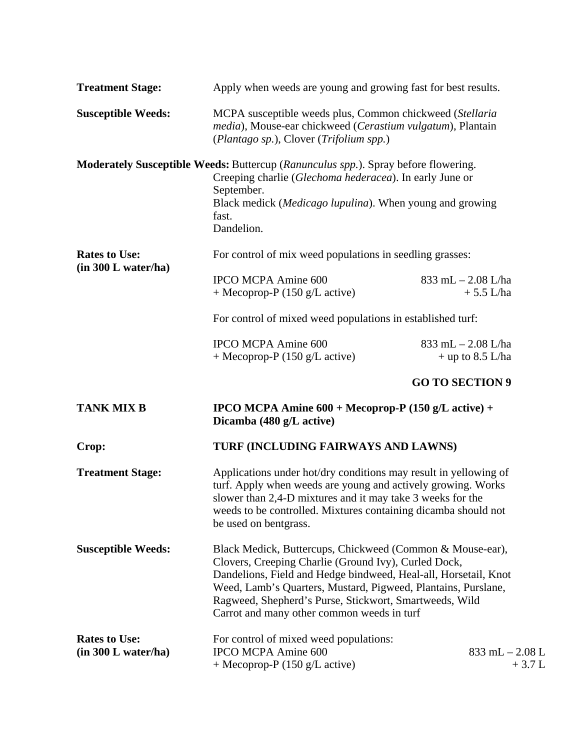**Treatment Stage:** Apply when weeds are young and growing fast for best results.

**Susceptible Weeds:** MCPA susceptible weeds plus, Common chickweed (*Stellaria media*), Mouse-ear chickweed (*Cerastium vulgatum*), Plantain (*Plantago sp.*), Clover (*Trifolium spp.*)

**Moderately Susceptible Weeds:** Buttercup (*Ranunculus spp.*). Spray before flowering.
Creeping charlie (*Glechoma hederacea*). In early June or September.
Black medick (*Medicago lupulina*). When young and growing fast.
Dandelion.

**Rates to Use: (in 300 L water/ha)**

For control of mix weed populations in seedling grasses:

| | |
|---|---|
| IPCO MCPA Amine 600 | 833 mL – 2.08 L/ha |
| + Mecoprop-P (150 g/L active) | + 5.5 L/ha |

For control of mixed weed populations in established turf:

| | |
|---|---|
| IPCO MCPA Amine 600 | 833 mL – 2.08 L/ha |
| + Mecoprop-P (150 g/L active) | + up to 8.5 L/ha |

**GO TO SECTION 9**

**TANK MIX B** **IPCO MCPA Amine 600 + Mecoprop-P (150 g/L active) + Dicamba (480 g/L active)**

**Crop:** **TURF (INCLUDING FAIRWAYS AND LAWNS)**

**Treatment Stage:** Applications under hot/dry conditions may result in yellowing of turf. Apply when weeds are young and actively growing. Works slower than 2,4-D mixtures and it may take 3 weeks for the weeds to be controlled. Mixtures containing dicamba should not be used on bentgrass.

**Susceptible Weeds:** Black Medick, Buttercups, Chickweed (Common & Mouse-ear), Clovers, Creeping Charlie (Ground Ivy), Curled Dock, Dandelions, Field and Hedge bindweed, Heal-all, Horsetail, Knot Weed, Lamb's Quarters, Mustard, Pigweed, Plantains, Purslane, Ragweed, Shepherd's Purse, Stickwort, Smartweeds, Wild Carrot and many other common weeds in turf

**Rates to Use: (in 300 L water/ha)**

For control of mixed weed populations:

| | |
|---|---|
| IPCO MCPA Amine 600 | 833 mL – 2.08 L |
| + Mecoprop-P (150 g/L active) | + 3.7 L |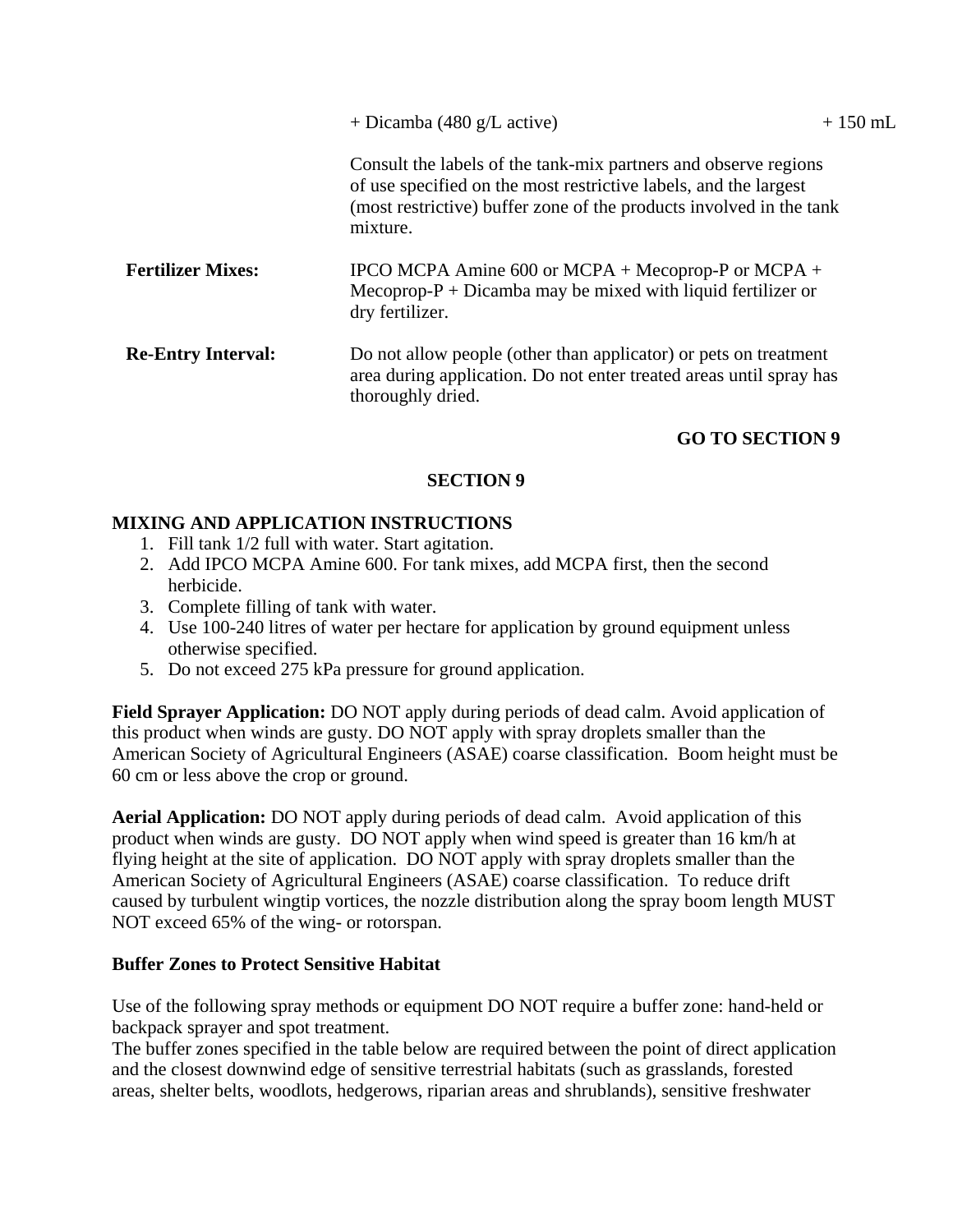| | | |
|---|---|---|
| | + Dicamba (480 g/L active) | + 150 mL |
| | Consult the labels of the tank-mix partners and observe regions of use specified on the most restrictive labels, and the largest (most restrictive) buffer zone of the products involved in the tank mixture. | |
| **Fertilizer Mixes:** | IPCO MCPA Amine 600 or MCPA + Mecoprop-P or MCPA + Mecoprop-P + Dicamba may be mixed with liquid fertilizer or dry fertilizer. | |
| **Re-Entry Interval:** | Do not allow people (other than applicator) or pets on treatment area during application. Do not enter treated areas until spray has thoroughly dried. | |

**GO TO SECTION 9**

## SECTION 9

### MIXING AND APPLICATION INSTRUCTIONS

1. Fill tank 1/2 full with water. Start agitation.
2. Add IPCO MCPA Amine 600. For tank mixes, add MCPA first, then the second herbicide.
3. Complete filling of tank with water.
4. Use 100-240 litres of water per hectare for application by ground equipment unless otherwise specified.
5. Do not exceed 275 kPa pressure for ground application.

**Field Sprayer Application:** DO NOT apply during periods of dead calm. Avoid application of this product when winds are gusty. DO NOT apply with spray droplets smaller than the American Society of Agricultural Engineers (ASAE) coarse classification. Boom height must be 60 cm or less above the crop or ground.

**Aerial Application:** DO NOT apply during periods of dead calm. Avoid application of this product when winds are gusty. DO NOT apply when wind speed is greater than 16 km/h at flying height at the site of application. DO NOT apply with spray droplets smaller than the American Society of Agricultural Engineers (ASAE) coarse classification. To reduce drift caused by turbulent wingtip vortices, the nozzle distribution along the spray boom length MUST NOT exceed 65% of the wing- or rotorspan.

**Buffer Zones to Protect Sensitive Habitat**

Use of the following spray methods or equipment DO NOT require a buffer zone: hand-held or backpack sprayer and spot treatment.

The buffer zones specified in the table below are required between the point of direct application and the closest downwind edge of sensitive terrestrial habitats (such as grasslands, forested areas, shelter belts, woodlots, hedgerows, riparian areas and shrublands), sensitive freshwater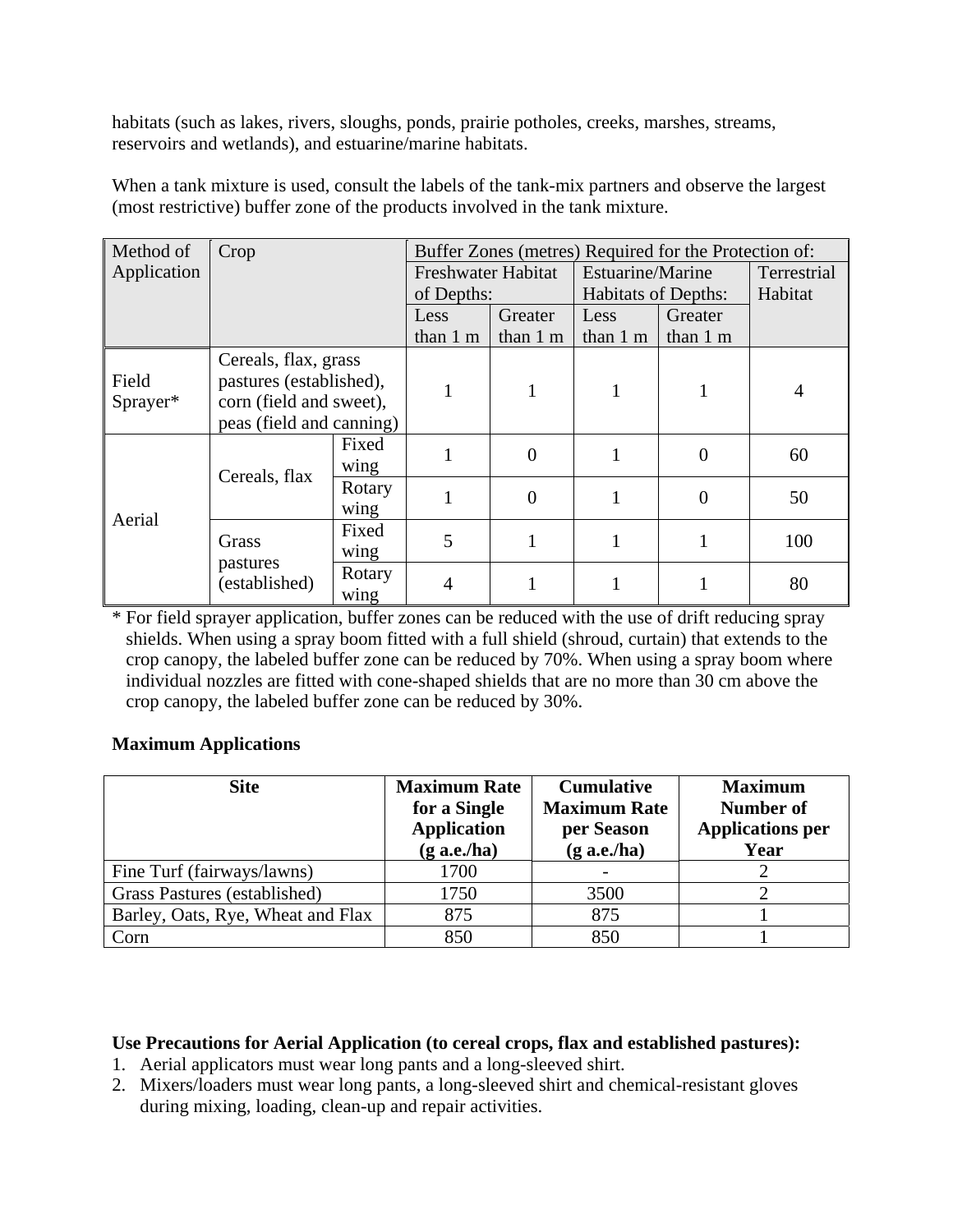habitats (such as lakes, rivers, sloughs, ponds, prairie potholes, creeks, marshes, streams, reservoirs and wetlands), and estuarine/marine habitats.

When a tank mixture is used, consult the labels of the tank-mix partners and observe the largest (most restrictive) buffer zone of the products involved in the tank mixture.

| Method of Application | Crop | | Buffer Zones (metres) Required for the Protection of: | | | | |
|---|---|---|---|---|---|---|---|
| | | | Freshwater Habitat of Depths: | | Estuarine/Marine Habitats of Depths: | | Terrestrial Habitat |
| | | | Less than 1 m | Greater than 1 m | Less than 1 m | Greater than 1 m | |
| Field Sprayer* | Cereals, flax, grass pastures (established), corn (field and sweet), peas (field and canning) | | 1 | 1 | 1 | 1 | 4 |
| Aerial | Cereals, flax | Fixed wing | 1 | 0 | 1 | 0 | 60 |
| | | Rotary wing | 1 | 0 | 1 | 0 | 50 |
| | Grass pastures (established) | Fixed wing | 5 | 1 | 1 | 1 | 100 |
| | | Rotary wing | 4 | 1 | 1 | 1 | 80 |

* For field sprayer application, buffer zones can be reduced with the use of drift reducing spray shields. When using a spray boom fitted with a full shield (shroud, curtain) that extends to the crop canopy, the labeled buffer zone can be reduced by 70%. When using a spray boom where individual nozzles are fitted with cone-shaped shields that are no more than 30 cm above the crop canopy, the labeled buffer zone can be reduced by 30%.

**Maximum Applications**

| Site | Maximum Rate for a Single Application (g a.e./ha) | Cumulative Maximum Rate per Season (g a.e./ha) | Maximum Number of Applications per Year |
|---|---|---|---|
| Fine Turf (fairways/lawns) | 1700 | - | 2 |
| Grass Pastures (established) | 1750 | 3500 | 2 |
| Barley, Oats, Rye, Wheat and Flax | 875 | 875 | 1 |
| Corn | 850 | 850 | 1 |

**Use Precautions for Aerial Application (to cereal crops, flax and established pastures):**

1. Aerial applicators must wear long pants and a long-sleeved shirt.
2. Mixers/loaders must wear long pants, a long-sleeved shirt and chemical-resistant gloves during mixing, loading, clean-up and repair activities.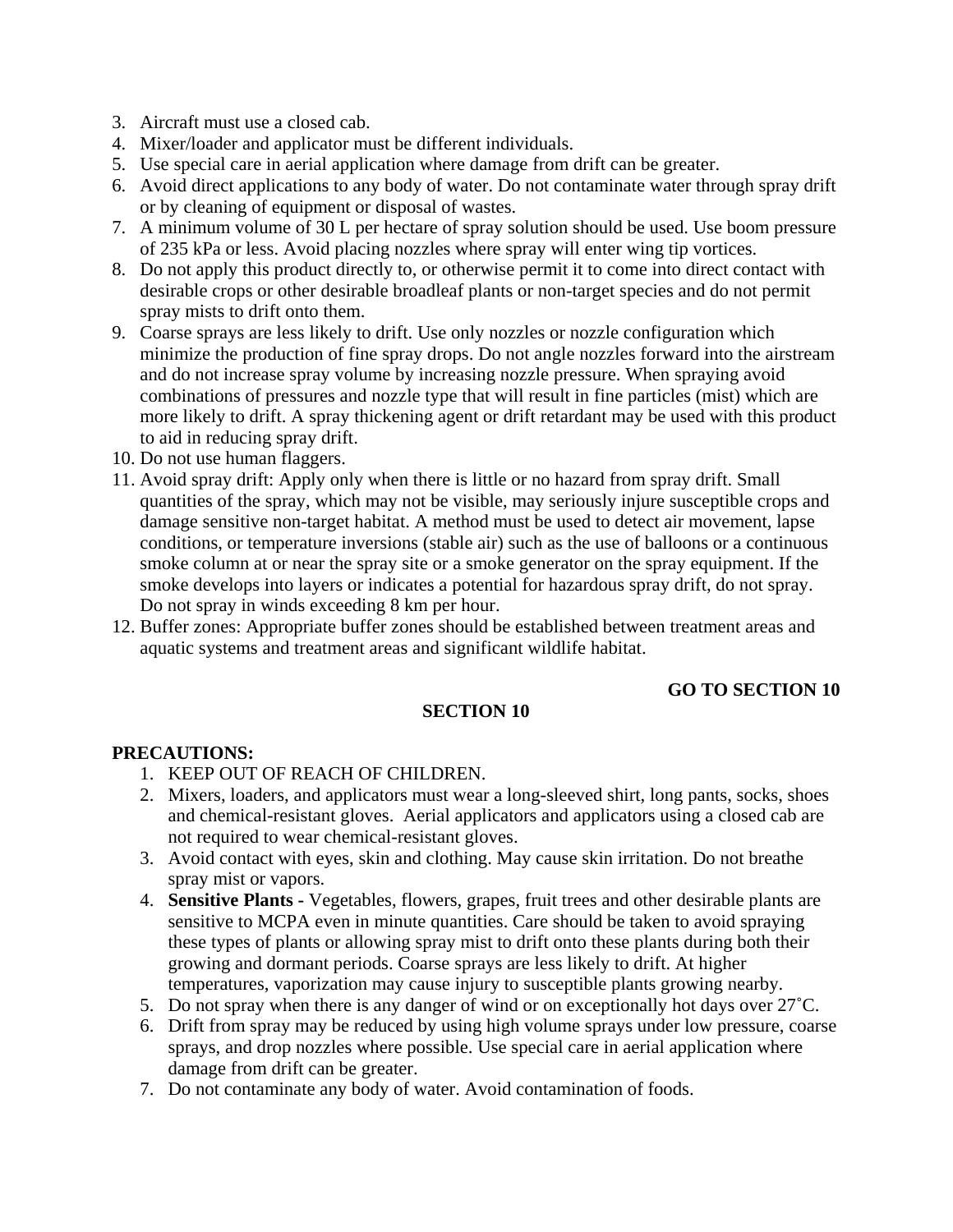3. Aircraft must use a closed cab.
4. Mixer/loader and applicator must be different individuals.
5. Use special care in aerial application where damage from drift can be greater.
6. Avoid direct applications to any body of water. Do not contaminate water through spray drift or by cleaning of equipment or disposal of wastes.
7. A minimum volume of 30 L per hectare of spray solution should be used. Use boom pressure of 235 kPa or less. Avoid placing nozzles where spray will enter wing tip vortices.
8. Do not apply this product directly to, or otherwise permit it to come into direct contact with desirable crops or other desirable broadleaf plants or non-target species and do not permit spray mists to drift onto them.
9. Coarse sprays are less likely to drift. Use only nozzles or nozzle configuration which minimize the production of fine spray drops. Do not angle nozzles forward into the airstream and do not increase spray volume by increasing nozzle pressure. When spraying avoid combinations of pressures and nozzle type that will result in fine particles (mist) which are more likely to drift. A spray thickening agent or drift retardant may be used with this product to aid in reducing spray drift.
10. Do not use human flaggers.
11. Avoid spray drift: Apply only when there is little or no hazard from spray drift. Small quantities of the spray, which may not be visible, may seriously injure susceptible crops and damage sensitive non-target habitat. A method must be used to detect air movement, lapse conditions, or temperature inversions (stable air) such as the use of balloons or a continuous smoke column at or near the spray site or a smoke generator on the spray equipment. If the smoke develops into layers or indicates a potential for hazardous spray drift, do not spray. Do not spray in winds exceeding 8 km per hour.
12. Buffer zones: Appropriate buffer zones should be established between treatment areas and aquatic systems and treatment areas and significant wildlife habitat.

**GO TO SECTION 10**

**SECTION 10**

**PRECAUTIONS:**

1. KEEP OUT OF REACH OF CHILDREN.
2. Mixers, loaders, and applicators must wear a long-sleeved shirt, long pants, socks, shoes and chemical-resistant gloves. Aerial applicators and applicators using a closed cab are not required to wear chemical-resistant gloves.
3. Avoid contact with eyes, skin and clothing. May cause skin irritation. Do not breathe spray mist or vapors.
4. **Sensitive Plants -** Vegetables, flowers, grapes, fruit trees and other desirable plants are sensitive to MCPA even in minute quantities. Care should be taken to avoid spraying these types of plants or allowing spray mist to drift onto these plants during both their growing and dormant periods. Coarse sprays are less likely to drift. At higher temperatures, vaporization may cause injury to susceptible plants growing nearby.
5. Do not spray when there is any danger of wind or on exceptionally hot days over 27˚C.
6. Drift from spray may be reduced by using high volume sprays under low pressure, coarse sprays, and drop nozzles where possible. Use special care in aerial application where damage from drift can be greater.
7. Do not contaminate any body of water. Avoid contamination of foods.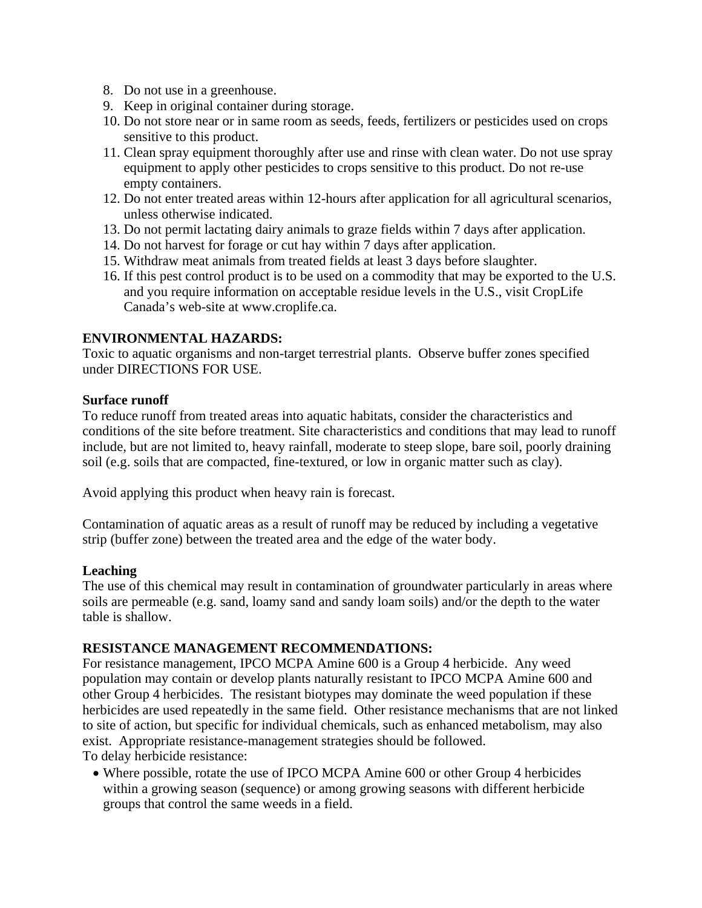8. Do not use in a greenhouse.
9. Keep in original container during storage.
10. Do not store near or in same room as seeds, feeds, fertilizers or pesticides used on crops sensitive to this product.
11. Clean spray equipment thoroughly after use and rinse with clean water. Do not use spray equipment to apply other pesticides to crops sensitive to this product. Do not re-use empty containers.
12. Do not enter treated areas within 12-hours after application for all agricultural scenarios, unless otherwise indicated.
13. Do not permit lactating dairy animals to graze fields within 7 days after application.
14. Do not harvest for forage or cut hay within 7 days after application.
15. Withdraw meat animals from treated fields at least 3 days before slaughter.
16. If this pest control product is to be used on a commodity that may be exported to the U.S. and you require information on acceptable residue levels in the U.S., visit CropLife Canada's web-site at www.croplife.ca.

**ENVIRONMENTAL HAZARDS:**
Toxic to aquatic organisms and non-target terrestrial plants. Observe buffer zones specified under DIRECTIONS FOR USE.

**Surface runoff**
To reduce runoff from treated areas into aquatic habitats, consider the characteristics and conditions of the site before treatment. Site characteristics and conditions that may lead to runoff include, but are not limited to, heavy rainfall, moderate to steep slope, bare soil, poorly draining soil (e.g. soils that are compacted, fine-textured, or low in organic matter such as clay).

Avoid applying this product when heavy rain is forecast.

Contamination of aquatic areas as a result of runoff may be reduced by including a vegetative strip (buffer zone) between the treated area and the edge of the water body.

**Leaching**
The use of this chemical may result in contamination of groundwater particularly in areas where soils are permeable (e.g. sand, loamy sand and sandy loam soils) and/or the depth to the water table is shallow.

**RESISTANCE MANAGEMENT RECOMMENDATIONS:**
For resistance management, IPCO MCPA Amine 600 is a Group 4 herbicide. Any weed population may contain or develop plants naturally resistant to IPCO MCPA Amine 600 and other Group 4 herbicides. The resistant biotypes may dominate the weed population if these herbicides are used repeatedly in the same field. Other resistance mechanisms that are not linked to site of action, but specific for individual chemicals, such as enhanced metabolism, may also exist. Appropriate resistance-management strategies should be followed.
To delay herbicide resistance:

- Where possible, rotate the use of IPCO MCPA Amine 600 or other Group 4 herbicides within a growing season (sequence) or among growing seasons with different herbicide groups that control the same weeds in a field.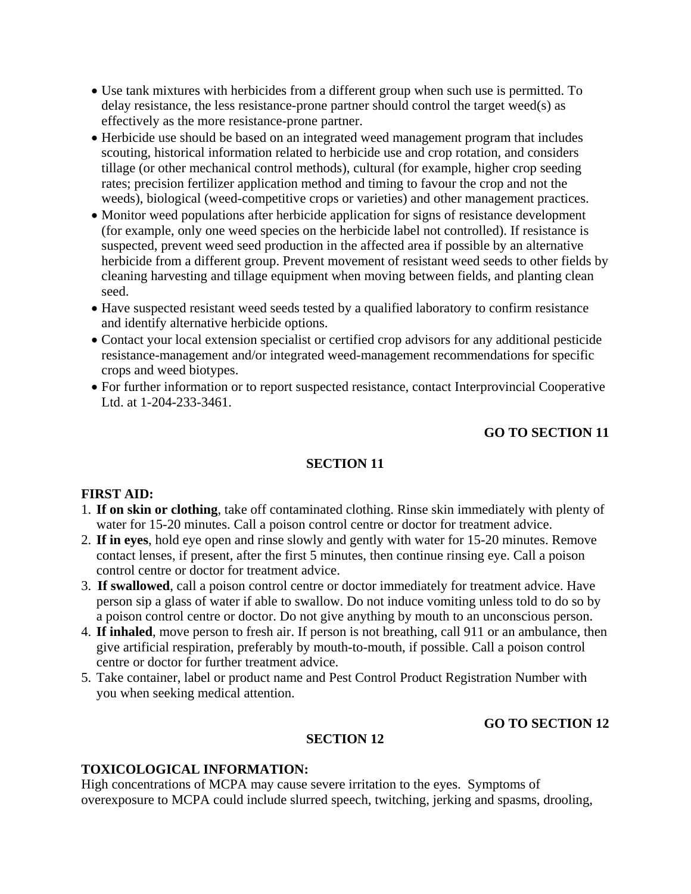- Use tank mixtures with herbicides from a different group when such use is permitted. To delay resistance, the less resistance-prone partner should control the target weed(s) as effectively as the more resistance-prone partner.
- Herbicide use should be based on an integrated weed management program that includes scouting, historical information related to herbicide use and crop rotation, and considers tillage (or other mechanical control methods), cultural (for example, higher crop seeding rates; precision fertilizer application method and timing to favour the crop and not the weeds), biological (weed-competitive crops or varieties) and other management practices.
- Monitor weed populations after herbicide application for signs of resistance development (for example, only one weed species on the herbicide label not controlled). If resistance is suspected, prevent weed seed production in the affected area if possible by an alternative herbicide from a different group. Prevent movement of resistant weed seeds to other fields by cleaning harvesting and tillage equipment when moving between fields, and planting clean seed.
- Have suspected resistant weed seeds tested by a qualified laboratory to confirm resistance and identify alternative herbicide options.
- Contact your local extension specialist or certified crop advisors for any additional pesticide resistance-management and/or integrated weed-management recommendations for specific crops and weed biotypes.
- For further information or to report suspected resistance, contact Interprovincial Cooperative Ltd. at 1-204-233-3461.

**GO TO SECTION 11**

## SECTION 11

**FIRST AID:**

1. **If on skin or clothing**, take off contaminated clothing. Rinse skin immediately with plenty of water for 15-20 minutes. Call a poison control centre or doctor for treatment advice.
2. **If in eyes**, hold eye open and rinse slowly and gently with water for 15-20 minutes. Remove contact lenses, if present, after the first 5 minutes, then continue rinsing eye. Call a poison control centre or doctor for treatment advice.
3. **If swallowed**, call a poison control centre or doctor immediately for treatment advice. Have person sip a glass of water if able to swallow. Do not induce vomiting unless told to do so by a poison control centre or doctor. Do not give anything by mouth to an unconscious person.
4. **If inhaled**, move person to fresh air. If person is not breathing, call 911 or an ambulance, then give artificial respiration, preferably by mouth-to-mouth, if possible. Call a poison control centre or doctor for further treatment advice.
5. Take container, label or product name and Pest Control Product Registration Number with you when seeking medical attention.

**GO TO SECTION 12**

## SECTION 12

**TOXICOLOGICAL INFORMATION:**

High concentrations of MCPA may cause severe irritation to the eyes. Symptoms of overexposure to MCPA could include slurred speech, twitching, jerking and spasms, drooling,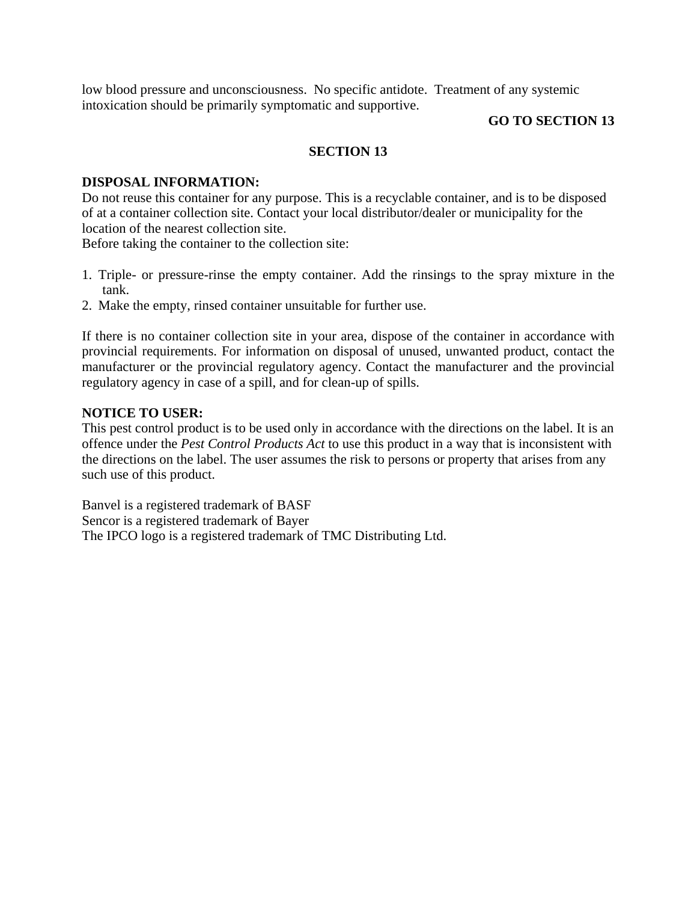low blood pressure and unconsciousness.  No specific antidote.  Treatment of any systemic intoxication should be primarily symptomatic and supportive.

**GO TO SECTION 13**

## SECTION 13

**DISPOSAL INFORMATION:**
Do not reuse this container for any purpose. This is a recyclable container, and is to be disposed of at a container collection site. Contact your local distributor/dealer or municipality for the location of the nearest collection site.
Before taking the container to the collection site:

1. Triple- or pressure-rinse the empty container. Add the rinsings to the spray mixture in the tank.
2. Make the empty, rinsed container unsuitable for further use.

If there is no container collection site in your area, dispose of the container in accordance with provincial requirements. For information on disposal of unused, unwanted product, contact the manufacturer or the provincial regulatory agency. Contact the manufacturer and the provincial regulatory agency in case of a spill, and for clean-up of spills.

**NOTICE TO USER:**
This pest control product is to be used only in accordance with the directions on the label. It is an offence under the *Pest Control Products Act* to use this product in a way that is inconsistent with the directions on the label. The user assumes the risk to persons or property that arises from any such use of this product.

Banvel is a registered trademark of BASF
Sencor is a registered trademark of Bayer
The IPCO logo is a registered trademark of TMC Distributing Ltd.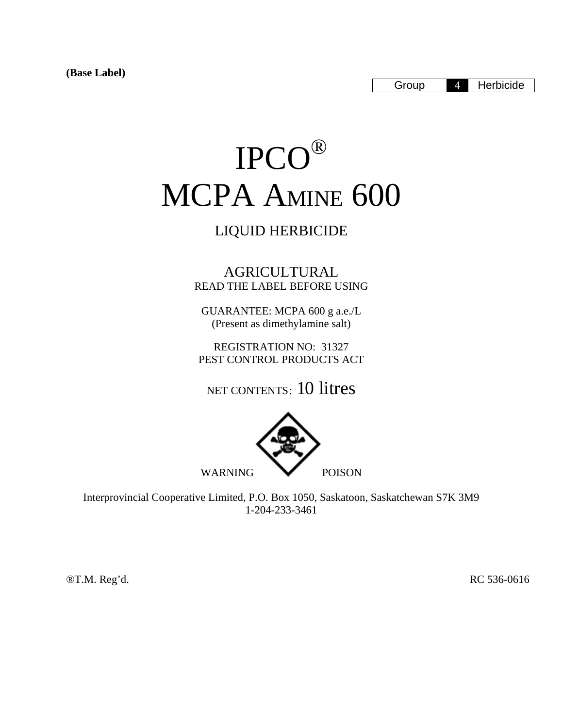**(Base Label)**

| Group | 4 | Herbicide |
|---|---|---|

# IPCO®
# MCPA AMINE 600

LIQUID HERBICIDE

AGRICULTURAL
READ THE LABEL BEFORE USING

GUARANTEE: MCPA 600 g a.e./L
(Present as dimethylamine salt)

REGISTRATION NO: 31327
PEST CONTROL PRODUCTS ACT

NET CONTENTS: 10 litres

WARNING POISON

Interprovincial Cooperative Limited, P.O. Box 1050, Saskatoon, Saskatchewan S7K 3M9
1-204-233-3461

®T.M. Reg'd. RC 536-0616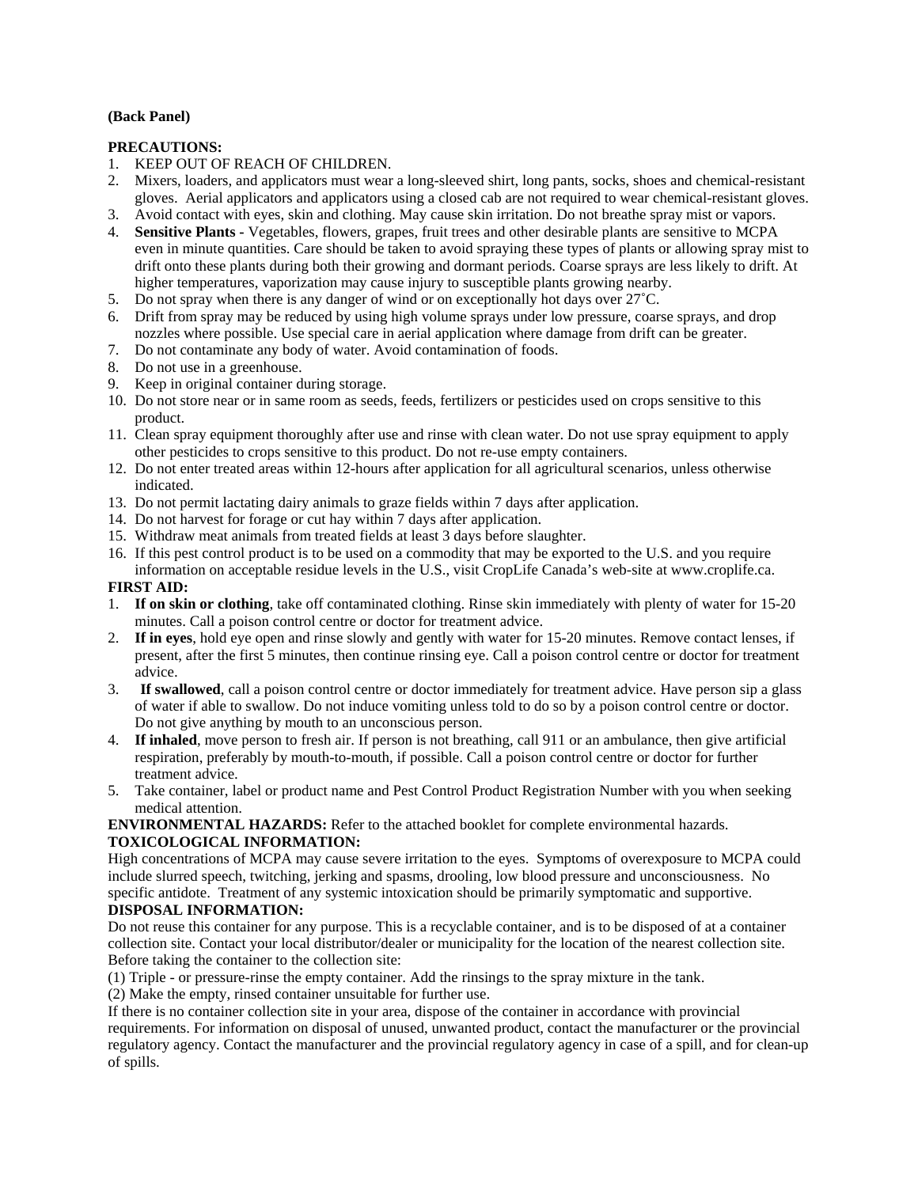**(Back Panel)**

**PRECAUTIONS:**

1. KEEP OUT OF REACH OF CHILDREN.
2. Mixers, loaders, and applicators must wear a long-sleeved shirt, long pants, socks, shoes and chemical-resistant gloves. Aerial applicators and applicators using a closed cab are not required to wear chemical-resistant gloves.
3. Avoid contact with eyes, skin and clothing. May cause skin irritation. Do not breathe spray mist or vapors.
4. **Sensitive Plants -** Vegetables, flowers, grapes, fruit trees and other desirable plants are sensitive to MCPA even in minute quantities. Care should be taken to avoid spraying these types of plants or allowing spray mist to drift onto these plants during both their growing and dormant periods. Coarse sprays are less likely to drift. At higher temperatures, vaporization may cause injury to susceptible plants growing nearby.
5. Do not spray when there is any danger of wind or on exceptionally hot days over 27˚C.
6. Drift from spray may be reduced by using high volume sprays under low pressure, coarse sprays, and drop nozzles where possible. Use special care in aerial application where damage from drift can be greater.
7. Do not contaminate any body of water. Avoid contamination of foods.
8. Do not use in a greenhouse.
9. Keep in original container during storage.
10. Do not store near or in same room as seeds, feeds, fertilizers or pesticides used on crops sensitive to this product.
11. Clean spray equipment thoroughly after use and rinse with clean water. Do not use spray equipment to apply other pesticides to crops sensitive to this product. Do not re-use empty containers.
12. Do not enter treated areas within 12-hours after application for all agricultural scenarios, unless otherwise indicated.
13. Do not permit lactating dairy animals to graze fields within 7 days after application.
14. Do not harvest for forage or cut hay within 7 days after application.
15. Withdraw meat animals from treated fields at least 3 days before slaughter.
16. If this pest control product is to be used on a commodity that may be exported to the U.S. and you require information on acceptable residue levels in the U.S., visit CropLife Canada's web-site at www.croplife.ca.

**FIRST AID:**

1. **If on skin or clothing**, take off contaminated clothing. Rinse skin immediately with plenty of water for 15-20 minutes. Call a poison control centre or doctor for treatment advice.
2. **If in eyes**, hold eye open and rinse slowly and gently with water for 15-20 minutes. Remove contact lenses, if present, after the first 5 minutes, then continue rinsing eye. Call a poison control centre or doctor for treatment advice.
3. **If swallowed**, call a poison control centre or doctor immediately for treatment advice. Have person sip a glass of water if able to swallow. Do not induce vomiting unless told to do so by a poison control centre or doctor. Do not give anything by mouth to an unconscious person.
4. **If inhaled**, move person to fresh air. If person is not breathing, call 911 or an ambulance, then give artificial respiration, preferably by mouth-to-mouth, if possible. Call a poison control centre or doctor for further treatment advice.
5. Take container, label or product name and Pest Control Product Registration Number with you when seeking medical attention.

**ENVIRONMENTAL HAZARDS:** Refer to the attached booklet for complete environmental hazards.

**TOXICOLOGICAL INFORMATION:**

High concentrations of MCPA may cause severe irritation to the eyes. Symptoms of overexposure to MCPA could include slurred speech, twitching, jerking and spasms, drooling, low blood pressure and unconsciousness. No specific antidote. Treatment of any systemic intoxication should be primarily symptomatic and supportive.

**DISPOSAL INFORMATION:**

Do not reuse this container for any purpose. This is a recyclable container, and is to be disposed of at a container collection site. Contact your local distributor/dealer or municipality for the location of the nearest collection site. Before taking the container to the collection site:

(1) Triple - or pressure-rinse the empty container. Add the rinsings to the spray mixture in the tank.

(2) Make the empty, rinsed container unsuitable for further use.

If there is no container collection site in your area, dispose of the container in accordance with provincial requirements. For information on disposal of unused, unwanted product, contact the manufacturer or the provincial regulatory agency. Contact the manufacturer and the provincial regulatory agency in case of a spill, and for clean-up of spills.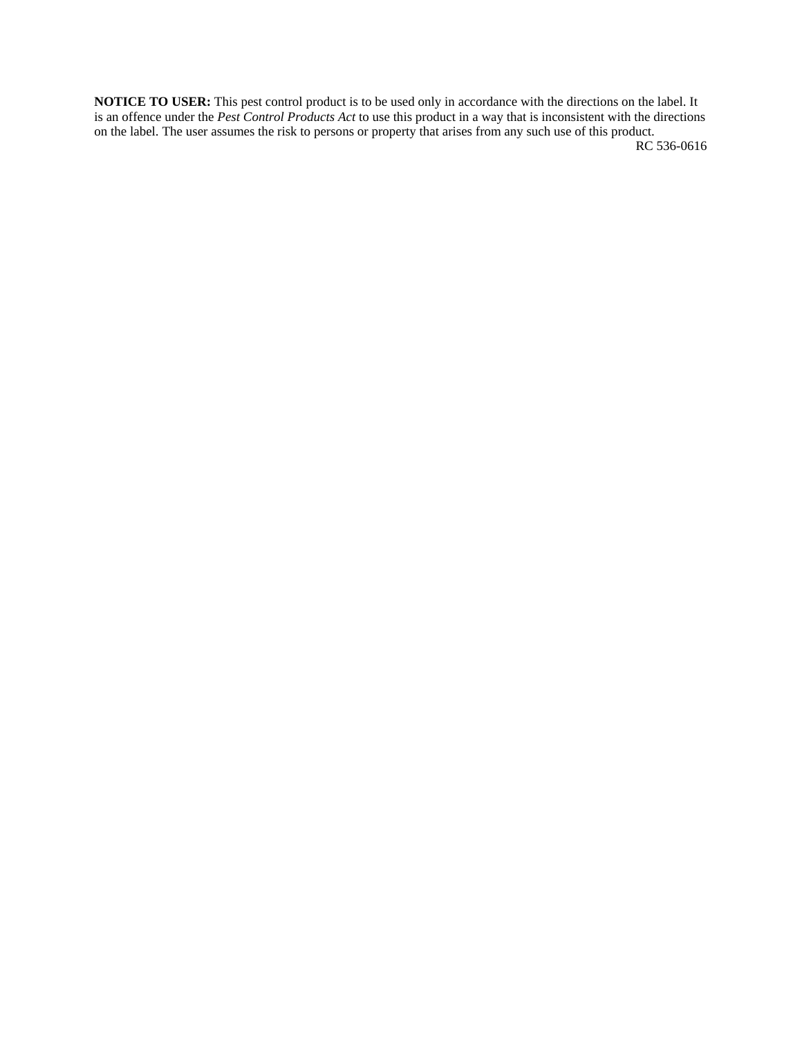**NOTICE TO USER:** This pest control product is to be used only in accordance with the directions on the label. It is an offence under the *Pest Control Products Act* to use this product in a way that is inconsistent with the directions on the label. The user assumes the risk to persons or property that arises from any such use of this product.

RC 536-0616